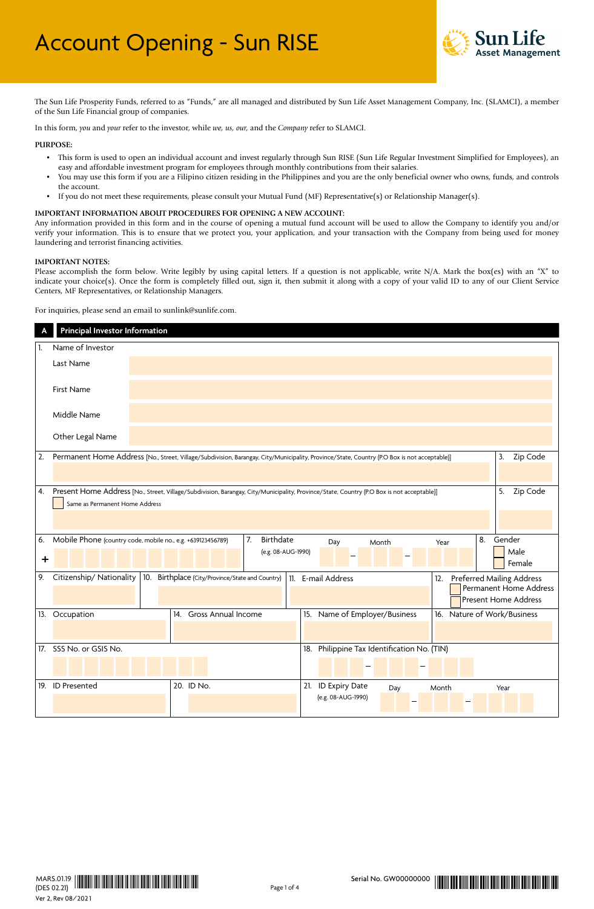# Account Opening - Sun RISE

Sun Life Asset Management

The Sun Life Prosperity Funds, referred to as "Funds," are all managed and distributed by Sun Life Asset Management Company, Inc. (SLAMCI), a member of the Sun Life Financial group of companies.

In this form, *you* and *your* refer to the investor, while *we, us, our,* and the *Company* refer to SLAMCI.

**PURPOSE:**

- This form is used to open an individual account and invest regularly through Sun RISE (Sun Life Regular Investment Simplified for Employees), an easy and affordable investment program for employees through monthly contributions from their salaries.
- You may use this form if you are a Filipino citizen residing in the Philippines and you are the only beneficial owner who owns, funds, and controls the account.
- If you do not meet these requirements, please consult your Mutual Fund (MF) Representative(s) or Relationship Manager(s).

**IMPORTANT INFORMATION ABOUT PROCEDURES FOR OPENING A NEW ACCOUNT:**

Any information provided in this form and in the course of opening a mutual fund account will be used to allow the Company to identify you and/or verify your information. This is to ensure that we protect you, your application, and your transaction with the Company from being used for money laundering and terrorist financing activities.

**IMPORTANT NOTES:**

Please accomplish the form below. Write legibly by using capital letters. If a question is not applicable, write N/A. Mark the box(es) with an "X" to indicate your choice(s). Once the form is completely filled out, sign it, then submit it along with a copy of your valid ID to any of our Client Service Centers, MF Representatives, or Relationship Managers.

For inquiries, please send an email to sunlink@sunlife.com.

## A Principal Investor Information

1. Name of Investor
   - Last Name
   - First Name
   - Middle Name
   - Other Legal Name

2. Permanent Home Address [No., Street, Village/Subdivision, Barangay, City/Municipality, Province/State, Country (P.O Box is not acceptable)]

3. Zip Code

4. Present Home Address [No., Street, Village/Subdivision, Barangay, City/Municipality, Province/State, Country (P.O Box is not acceptable)]
   - ☐ Same as Permanent Home Address

5. Zip Code

6. Mobile Phone (country code, mobile no., e.g. +639123456789)
   +

7. Birthdate (e.g. 08-AUG-1990) Day – Month – Year

8. Gender
   - ☐ Male
   - ☐ Female

9. Citizenship/ Nationality

10. Birthplace (City/Province/State and Country)

11. E-mail Address

12. Preferred Mailing Address
    - ☐ Permanent Home Address
    - ☐ Present Home Address

13. Occupation

14. Gross Annual Income

15. Name of Employer/Business

16. Nature of Work/Business

17. SSS No. or GSIS No.

18. Philippine Tax Identification No. (TIN)
    – –

19. ID Presented

20. ID No.

21. ID Expiry Date (e.g. 08-AUG-1990) Day – Month – Year

MARS.01.19
(DES 02.21)
Ver 2, Rev 08/2021

Serial No. GW00000000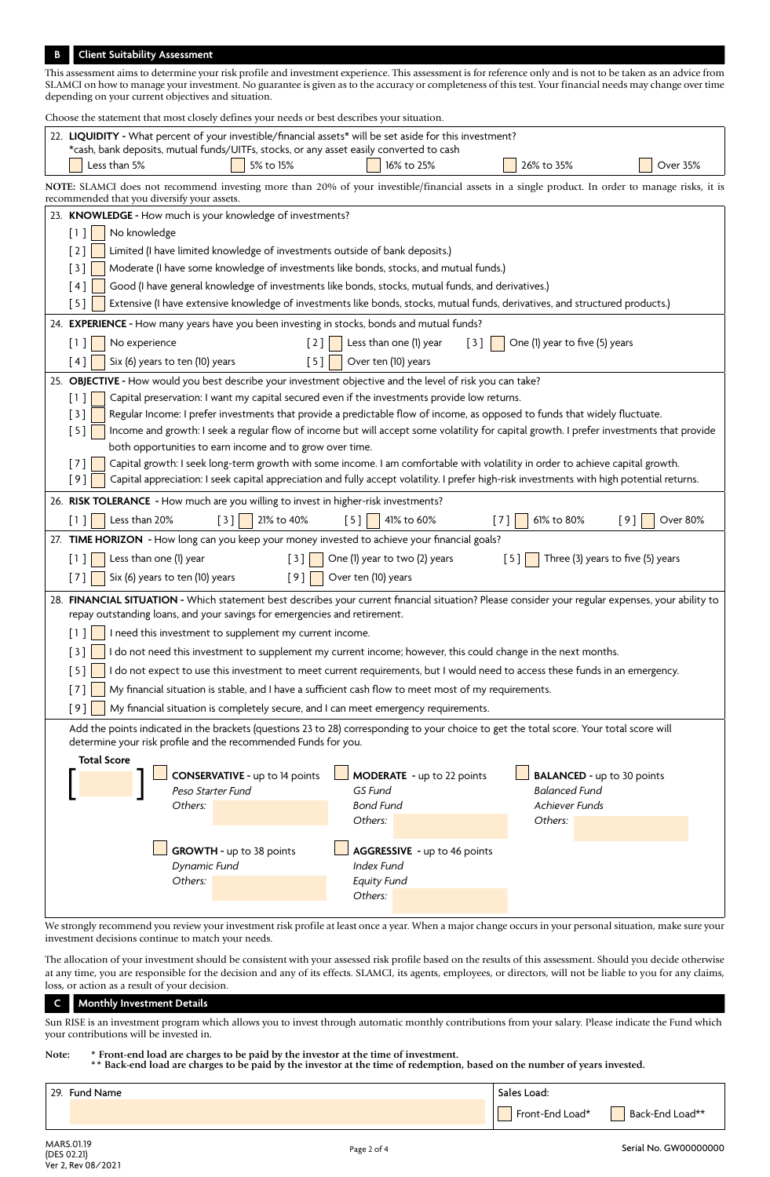## B Client Suitability Assessment

This assessment aims to determine your risk profile and investment experience. This assessment is for reference only and is not to be taken as an advice from SLAMCI on how to manage your investment. No guarantee is given as to the accuracy or completeness of this test. Your financial needs may change over time depending on your current objectives and situation.

Choose the statement that most closely defines your needs or best describes your situation.

22. **LIQUIDITY** - What percent of your investible/financial assets* will be set aside for this investment?
*cash, bank deposits, mutual funds/UITFs, stocks, or any asset easily converted to cash

☐ Less than 5% ☐ 5% to 15% ☐ 16% to 25% ☐ 26% to 35% ☐ Over 35%

**NOTE:** SLAMCI does not recommend investing more than 20% of your investible/financial assets in a single product. In order to manage risks, it is recommended that you diversify your assets.

23. **KNOWLEDGE** - How much is your knowledge of investments?

[ 1 ] ☐ No knowledge
[ 2 ] ☐ Limited (I have limited knowledge of investments outside of bank deposits.)
[ 3 ] ☐ Moderate (I have some knowledge of investments like bonds, stocks, and mutual funds.)
[ 4 ] ☐ Good (I have general knowledge of investments like bonds, stocks, mutual funds, and derivatives.)
[ 5 ] ☐ Extensive (I have extensive knowledge of investments like bonds, stocks, mutual funds, derivatives, and structured products.)

24. **EXPERIENCE** - How many years have you been investing in stocks, bonds and mutual funds?

[ 1 ] ☐ No experience [ 2 ] ☐ Less than one (1) year [ 3 ] ☐ One (1) year to five (5) years
[ 4 ] ☐ Six (6) years to ten (10) years [ 5 ] ☐ Over ten (10) years

25. **OBJECTIVE** - How would you best describe your investment objective and the level of risk you can take?

[ 1 ] ☐ Capital preservation: I want my capital secured even if the investments provide low returns.
[ 3 ] ☐ Regular Income: I prefer investments that provide a predictable flow of income, as opposed to funds that widely fluctuate.
[ 5 ] ☐ Income and growth: I seek a regular flow of income but will accept some volatility for capital growth. I prefer investments that provide both opportunities to earn income and to grow over time.
[ 7 ] ☐ Capital growth: I seek long-term growth with some income. I am comfortable with volatility in order to achieve capital growth.
[ 9 ] ☐ Capital appreciation: I seek capital appreciation and fully accept volatility. I prefer high-risk investments with high potential returns.

26. **RISK TOLERANCE** - How much are you willing to invest in higher-risk investments?

[ 1 ] ☐ Less than 20% [ 3 ] ☐ 21% to 40% [ 5 ] ☐ 41% to 60% [ 7 ] ☐ 61% to 80% [ 9 ] ☐ Over 80%

27. **TIME HORIZON** - How long can you keep your money invested to achieve your financial goals?

[ 1 ] ☐ Less than one (1) year [ 3 ] ☐ One (1) year to two (2) years [ 5 ] ☐ Three (3) years to five (5) years
[ 7 ] ☐ Six (6) years to ten (10) years [ 9 ] ☐ Over ten (10) years

28. **FINANCIAL SITUATION** - Which statement best describes your current financial situation? Please consider your regular expenses, your ability to repay outstanding loans, and your savings for emergencies and retirement.

[ 1 ] ☐ I need this investment to supplement my current income.
[ 3 ] ☐ I do not need this investment to supplement my current income; however, this could change in the next months.
[ 5 ] ☐ I do not expect to use this investment to meet current requirements, but I would need to access these funds in an emergency.
[ 7 ] ☐ My financial situation is stable, and I have a sufficient cash flow to meet most of my requirements.
[ 9 ] ☐ My financial situation is completely secure, and I can meet emergency requirements.

Add the points indicated in the brackets (questions 23 to 28) corresponding to your choice to get the total score. Your total score will determine your risk profile and the recommended Funds for you.

**Total Score**

[ ]

☐ **CONSERVATIVE** - up to 14 points
*Peso Starter Fund*
*Others:* ______

☐ **MODERATE** - up to 22 points
*GS Fund*
*Bond Fund*
*Others:* ______

☐ **BALANCED** - up to 30 points
*Balanced Fund*
*Achiever Funds*
*Others:* ______

☐ **GROWTH** - up to 38 points
*Dynamic Fund*
*Others:* ______

☐ **AGGRESSIVE** - up to 46 points
*Index Fund*
*Equity Fund*
*Others:* ______

We strongly recommend you review your investment risk profile at least once a year. When a major change occurs in your personal situation, make sure your investment decisions continue to match your needs.

The allocation of your investment should be consistent with your assessed risk profile based on the results of this assessment. Should you decide otherwise at any time, you are responsible for the decision and any of its effects. SLAMCI, its agents, employees, or directors, will not be liable to you for any claims, loss, or action as a result of your decision.

## C Monthly Investment Details

Sun RISE is an investment program which allows you to invest through automatic monthly contributions from your salary. Please indicate the Fund which your contributions will be invested in.

Note: **\* Front-end load are charges to be paid by the investor at the time of investment.**
**\*\* Back-end load are charges to be paid by the investor at the time of redemption, based on the number of years invested.**

| 29. Fund Name | Sales Load: |
|---|---|
| | ☐ Front-End Load* ☐ Back-End Load** |

MARS.01.19
(DES 02.21)
Ver 2, Rev 08/2021

Serial No. GW00000000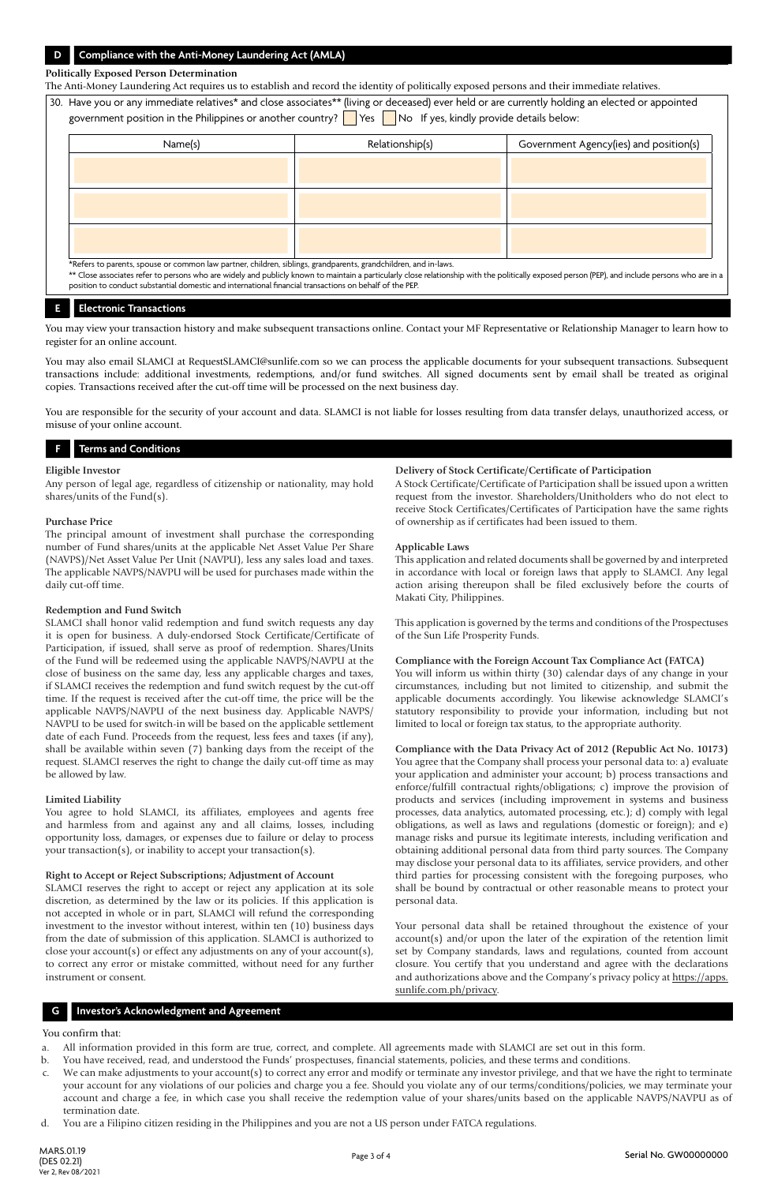## D Compliance with the Anti-Money Laundering Act (AMLA)

**Politically Exposed Person Determination**

The Anti-Money Laundering Act requires us to establish and record the identity of politically exposed persons and their immediate relatives.

30. Have you or any immediate relatives* and close associates** (living or deceased) ever held or are currently holding an elected or appointed government position in the Philippines or another country? ☐ Yes ☐ No If yes, kindly provide details below:

| Name(s) | Relationship(s) | Government Agency(ies) and position(s) |
|---|---|---|
| | | |
| | | |
| | | |

*Refers to parents, spouse or common law partner, children, siblings, grandparents, grandchildren, and in-laws.

** Close associates refer to persons who are widely and publicly known to maintain a particularly close relationship with the politically exposed person (PEP), and include persons who are in a position to conduct substantial domestic and international financial transactions on behalf of the PEP.

## E Electronic Transactions

You may view your transaction history and make subsequent transactions online. Contact your MF Representative or Relationship Manager to learn how to register for an online account.

You may also email SLAMCI at RequestSLAMCI@sunlife.com so we can process the applicable documents for your subsequent transactions. Subsequent transactions include: additional investments, redemptions, and/or fund switches. All signed documents sent by email shall be treated as original copies. Transactions received after the cut-off time will be processed on the next business day.

You are responsible for the security of your account and data. SLAMCI is not liable for losses resulting from data transfer delays, unauthorized access, or misuse of your online account.

## F Terms and Conditions

**Eligible Investor**

Any person of legal age, regardless of citizenship or nationality, may hold shares/units of the Fund(s).

**Purchase Price**

The principal amount of investment shall purchase the corresponding number of Fund shares/units at the applicable Net Asset Value Per Share (NAVPS)/Net Asset Value Per Unit (NAVPU), less any sales load and taxes. The applicable NAVPS/NAVPU will be used for purchases made within the daily cut-off time.

**Redemption and Fund Switch**

SLAMCI shall honor valid redemption and fund switch requests any day it is open for business. A duly-endorsed Stock Certificate/Certificate of Participation, if issued, shall serve as proof of redemption. Shares/Units of the Fund will be redeemed using the applicable NAVPS/NAVPU at the close of business on the same day, less any applicable charges and taxes, if SLAMCI receives the redemption and fund switch request by the cut-off time. If the request is received after the cut-off time, the price will be the applicable NAVPS/NAVPU of the next business day. Applicable NAVPS/NAVPU to be used for switch-in will be based on the applicable settlement date of each Fund. Proceeds from the request, less fees and taxes (if any), shall be available within seven (7) banking days from the receipt of the request. SLAMCI reserves the right to change the daily cut-off time as may be allowed by law.

**Limited Liability**

You agree to hold SLAMCI, its affiliates, employees and agents free and harmless from and against any and all claims, losses, including opportunity loss, damages, or expenses due to failure or delay to process your transaction(s), or inability to accept your transaction(s).

**Right to Accept or Reject Subscriptions; Adjustment of Account**

SLAMCI reserves the right to accept or reject any application at its sole discretion, as determined by the law or its policies. If this application is not accepted in whole or in part, SLAMCI will refund the corresponding investment to the investor without interest, within ten (10) business days from the date of submission of this application. SLAMCI is authorized to close your account(s) or effect any adjustments on any of your account(s), to correct any error or mistake committed, without need for any further instrument or consent.

**Delivery of Stock Certificate/Certificate of Participation**

A Stock Certificate/Certificate of Participation shall be issued upon a written request from the investor. Shareholders/Unitholders who do not elect to receive Stock Certificates/Certificates of Participation have the same rights of ownership as if certificates had been issued to them.

**Applicable Laws**

This application and related documents shall be governed by and interpreted in accordance with local or foreign laws that apply to SLAMCI. Any legal action arising thereupon shall be filed exclusively before the courts of Makati City, Philippines.

This application is governed by the terms and conditions of the Prospectuses of the Sun Life Prosperity Funds.

**Compliance with the Foreign Account Tax Compliance Act (FATCA)**

You will inform us within thirty (30) calendar days of any change in your circumstances, including but not limited to citizenship, and submit the applicable documents accordingly. You likewise acknowledge SLAMCI's statutory responsibility to provide your information, including but not limited to local or foreign tax status, to the appropriate authority.

**Compliance with the Data Privacy Act of 2012 (Republic Act No. 10173)**

You agree that the Company shall process your personal data to: a) evaluate your application and administer your account; b) process transactions and enforce/fulfill contractual rights/obligations; c) improve the provision of products and services (including improvement in systems and business processes, data analytics, automated processing, etc.); d) comply with legal obligations, as well as laws and regulations (domestic or foreign); and e) manage risks and pursue its legitimate interests, including verification and obtaining additional personal data from third party sources. The Company may disclose your personal data to its affiliates, service providers, and other third parties for processing consistent with the foregoing purposes, who shall be bound by contractual or other reasonable means to protect your personal data.

Your personal data shall be retained throughout the existence of your account(s) and/or upon the later of the expiration of the retention limit set by Company standards, laws and regulations, counted from account closure. You certify that you understand and agree with the declarations and authorizations above and the Company's privacy policy at https://apps.sunlife.com.ph/privacy.

## G Investor's Acknowledgment and Agreement

You confirm that:

a. All information provided in this form are true, correct, and complete. All agreements made with SLAMCI are set out in this form.
b. You have received, read, and understood the Funds' prospectuses, financial statements, policies, and these terms and conditions.
c. We can make adjustments to your account(s) to correct any error and modify or terminate any investor privilege, and that we have the right to terminate your account for any violations of our policies and charge you a fee. Should you violate any of our terms/conditions/policies, we may terminate your account and charge a fee, in which case you shall receive the redemption value of your shares/units based on the applicable NAVPS/NAVPU as of termination date.
d. You are a Filipino citizen residing in the Philippines and you are not a US person under FATCA regulations.

MARS.01.19
(DES 02.21)
Ver 2, Rev 08/2021

Serial No. GW00000000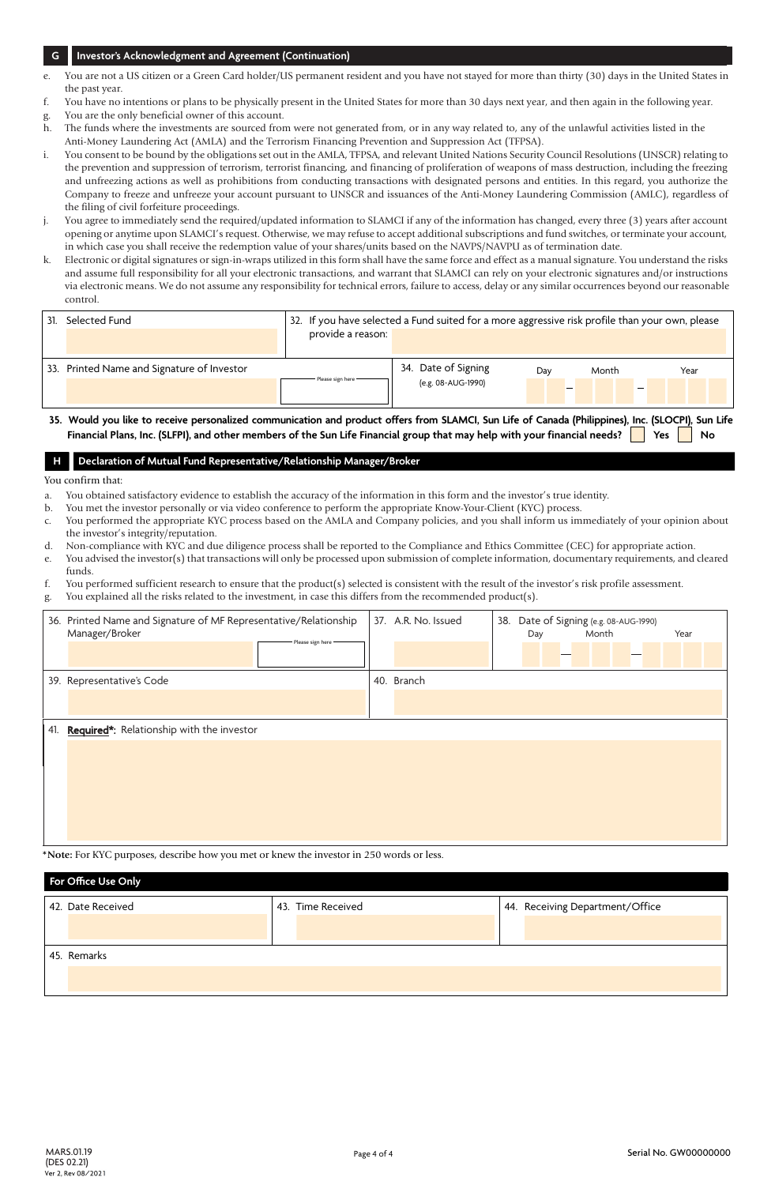## G Investor's Acknowledgment and Agreement (Continuation)

e. You are not a US citizen or a Green Card holder/US permanent resident and you have not stayed for more than thirty (30) days in the United States in the past year.
f. You have no intentions or plans to be physically present in the United States for more than 30 days next year, and then again in the following year.
g. You are the only beneficial owner of this account.
h. The funds where the investments are sourced from were not generated from, or in any way related to, any of the unlawful activities listed in the Anti-Money Laundering Act (AMLA) and the Terrorism Financing Prevention and Suppression Act (TFPSA).
i. You consent to be bound by the obligations set out in the AMLA, TFPSA, and relevant United Nations Security Council Resolutions (UNSCR) relating to the prevention and suppression of terrorism, terrorist financing, and financing of proliferation of weapons of mass destruction, including the freezing and unfreezing actions as well as prohibitions from conducting transactions with designated persons and entities. In this regard, you authorize the Company to freeze and unfreeze your account pursuant to UNSCR and issuances of the Anti-Money Laundering Commission (AMLC), regardless of the filing of civil forfeiture proceedings.
j. You agree to immediately send the required/updated information to SLAMCI if any of the information has changed, every three (3) years after account opening or anytime upon SLAMCI's request. Otherwise, we may refuse to accept additional subscriptions and fund switches, or terminate your account, in which case you shall receive the redemption value of your shares/units based on the NAVPS/NAVPU as of termination date.
k. Electronic or digital signatures or sign-in-wraps utilized in this form shall have the same force and effect as a manual signature. You understand the risks and assume full responsibility for all your electronic transactions, and warrant that SLAMCI can rely on your electronic signatures and/or instructions via electronic means. We do not assume any responsibility for technical errors, failure to access, delay or any similar occurrences beyond our reasonable control.

| | |
|---|---|
| 31. Selected Fund | 32. If you have selected a Fund suited for a more aggressive risk profile than your own, please provide a reason: |
| 33. Printed Name and Signature of Investor (Please sign here) | 34. Date of Signing (e.g. 08-AUG-1990) Day – Month – Year |

**35. Would you like to receive personalized communication and product offers from SLAMCI, Sun Life of Canada (Philippines), Inc. (SLOCPI), Sun Life Financial Plans, Inc. (SLFPI), and other members of the Sun Life Financial group that may help with your financial needs?** ☐ **Yes** ☐ **No**

## H Declaration of Mutual Fund Representative/Relationship Manager/Broker

You confirm that:

a. You obtained satisfactory evidence to establish the accuracy of the information in this form and the investor's true identity.
b. You met the investor personally or via video conference to perform the appropriate Know-Your-Client (KYC) process.
c. You performed the appropriate KYC process based on the AMLA and Company policies, and you shall inform us immediately of your opinion about the investor's integrity/reputation.
d. Non-compliance with KYC and due diligence process shall be reported to the Compliance and Ethics Committee (CEC) for appropriate action.
e. You advised the investor(s) that transactions will only be processed upon submission of complete information, documentary requirements, and cleared funds.
f. You performed sufficient research to ensure that the product(s) selected is consistent with the result of the investor's risk profile assessment.
g. You explained all the risks related to the investment, in case this differs from the recommended product(s).

| | | |
|---|---|---|
| 36. Printed Name and Signature of MF Representative/Relationship Manager/Broker (Please sign here) | 37. A.R. No. Issued | 38. Date of Signing (e.g. 08-AUG-1990) Day – Month – Year |
| 39. Representative's Code | 40. Branch | |
| 41. **Required***: Relationship with the investor | | |

***Note:** For KYC purposes, describe how you met or knew the investor in 250 words or less.

## For Office Use Only

| | | |
|---|---|---|
| 42. Date Received | 43. Time Received | 44. Receiving Department/Office |
| 45. Remarks | | |

MARS.01.19
(DES 02.21)
Ver 2, Rev 08/2021

Serial No. GW00000000